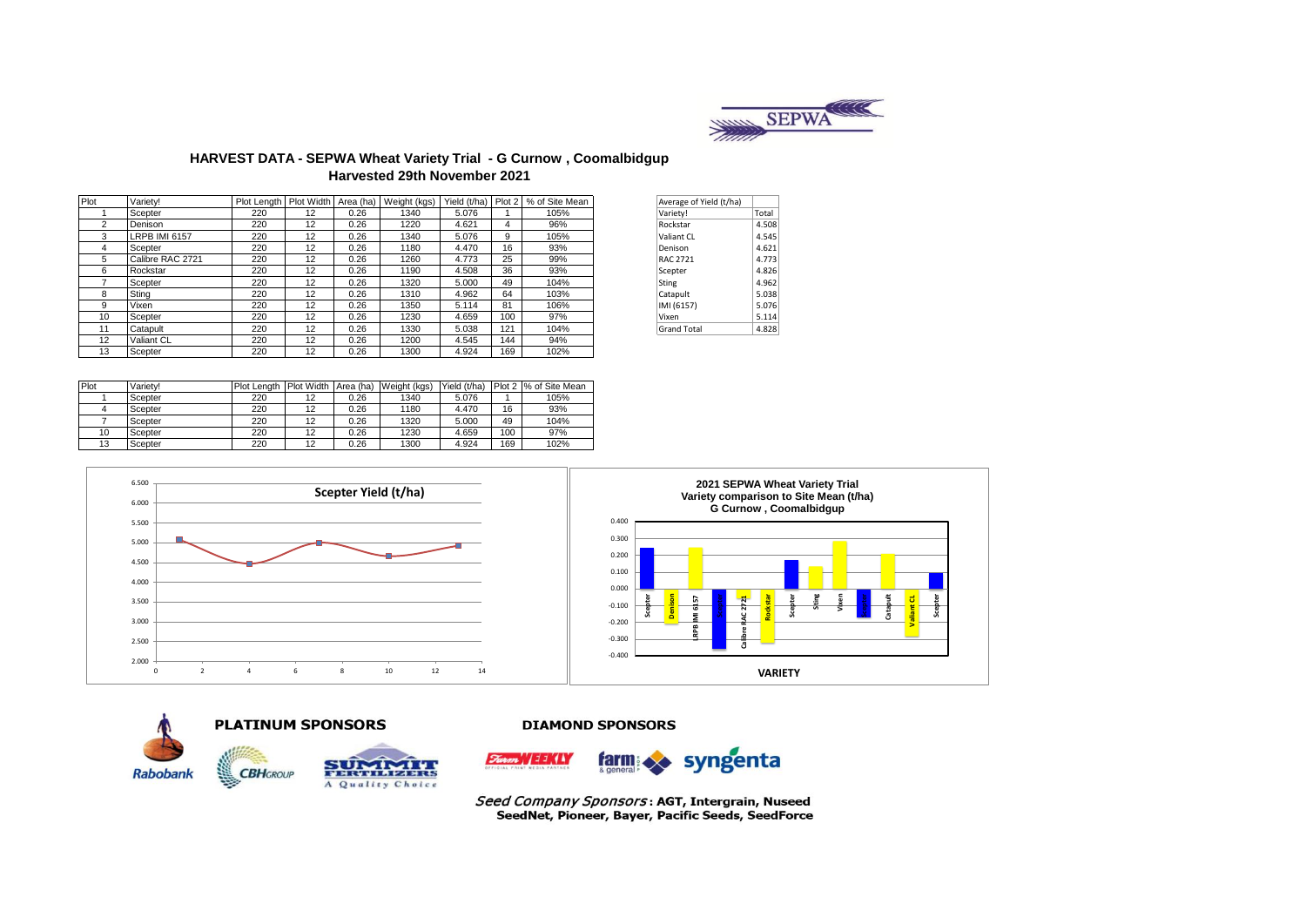# HARVEST DATA - SEPWA Wheat Variety Trial - G Curnow , Coomalbidgup

## Harvested 29th November 2021

| Plot | Variety! | Plot Length | Plot Width | Area (ha) | Weight (kgs) | Yield (t/ha) | Plot 2 | % of Site Mean |
|---|---|---|---|---|---|---|---|---|
| 1 | Scepter | 220 | 12 | 0.26 | 1340 | 5.076 | 1 | 105% |
| 2 | Denison | 220 | 12 | 0.26 | 1220 | 4.621 | 4 | 96% |
| 3 | LRPB IMI 6157 | 220 | 12 | 0.26 | 1340 | 5.076 | 9 | 105% |
| 4 | Scepter | 220 | 12 | 0.26 | 1180 | 4.470 | 16 | 93% |
| 5 | Calibre RAC 2721 | 220 | 12 | 0.26 | 1260 | 4.773 | 25 | 99% |
| 6 | Rockstar | 220 | 12 | 0.26 | 1190 | 4.508 | 36 | 93% |
| 7 | Scepter | 220 | 12 | 0.26 | 1320 | 5.000 | 49 | 104% |
| 8 | Sting | 220 | 12 | 0.26 | 1310 | 4.962 | 64 | 103% |
| 9 | Vixen | 220 | 12 | 0.26 | 1350 | 5.114 | 81 | 106% |
| 10 | Scepter | 220 | 12 | 0.26 | 1230 | 4.659 | 100 | 97% |
| 11 | Catapult | 220 | 12 | 0.26 | 1330 | 5.038 | 121 | 104% |
| 12 | Valiant CL | 220 | 12 | 0.26 | 1200 | 4.545 | 144 | 94% |
| 13 | Scepter | 220 | 12 | 0.26 | 1300 | 4.924 | 169 | 102% |

| Average of Yield (t/ha) | |
|---|---|
| Variety! | Total |
| Rockstar | 4.508 |
| Valiant CL | 4.545 |
| Denison | 4.621 |
| RAC 2721 | 4.773 |
| Scepter | 4.826 |
| Sting | 4.962 |
| Catapult | 5.038 |
| IMI (6157) | 5.076 |
| Vixen | 5.114 |
| Grand Total | 4.828 |

| Plot | Variety! | Plot Length | Plot Width | Area (ha) | Weight (kgs) | Yield (t/ha) | Plot 2 | % of Site Mean |
|---|---|---|---|---|---|---|---|---|
| 1 | Scepter | 220 | 12 | 0.26 | 1340 | 5.076 | 1 | 105% |
| 4 | Scepter | 220 | 12 | 0.26 | 1180 | 4.470 | 16 | 93% |
| 7 | Scepter | 220 | 12 | 0.26 | 1320 | 5.000 | 49 | 104% |
| 10 | Scepter | 220 | 12 | 0.26 | 1230 | 4.659 | 100 | 97% |
| 13 | Scepter | 220 | 12 | 0.26 | 1300 | 4.924 | 169 | 102% |

**Scepter Yield (t/ha)**

**2021 SEPWA Wheat Variety Trial**
**Variety comparison to Site Mean (t/ha)**
**G Curnow , Coomalbidgup**

**VARIETY**

**PLATINUM SPONSORS**

Rabobank, CBH GROUP, SUMMIT FERTILIZERS A Quality Choice

**DIAMOND SPONSORS**

Farm Weekly, farm & general, syngenta

*Seed Company Sponsors*: **AGT, Intergrain, Nuseed SeedNet, Pioneer, Bayer, Pacific Seeds, SeedForce**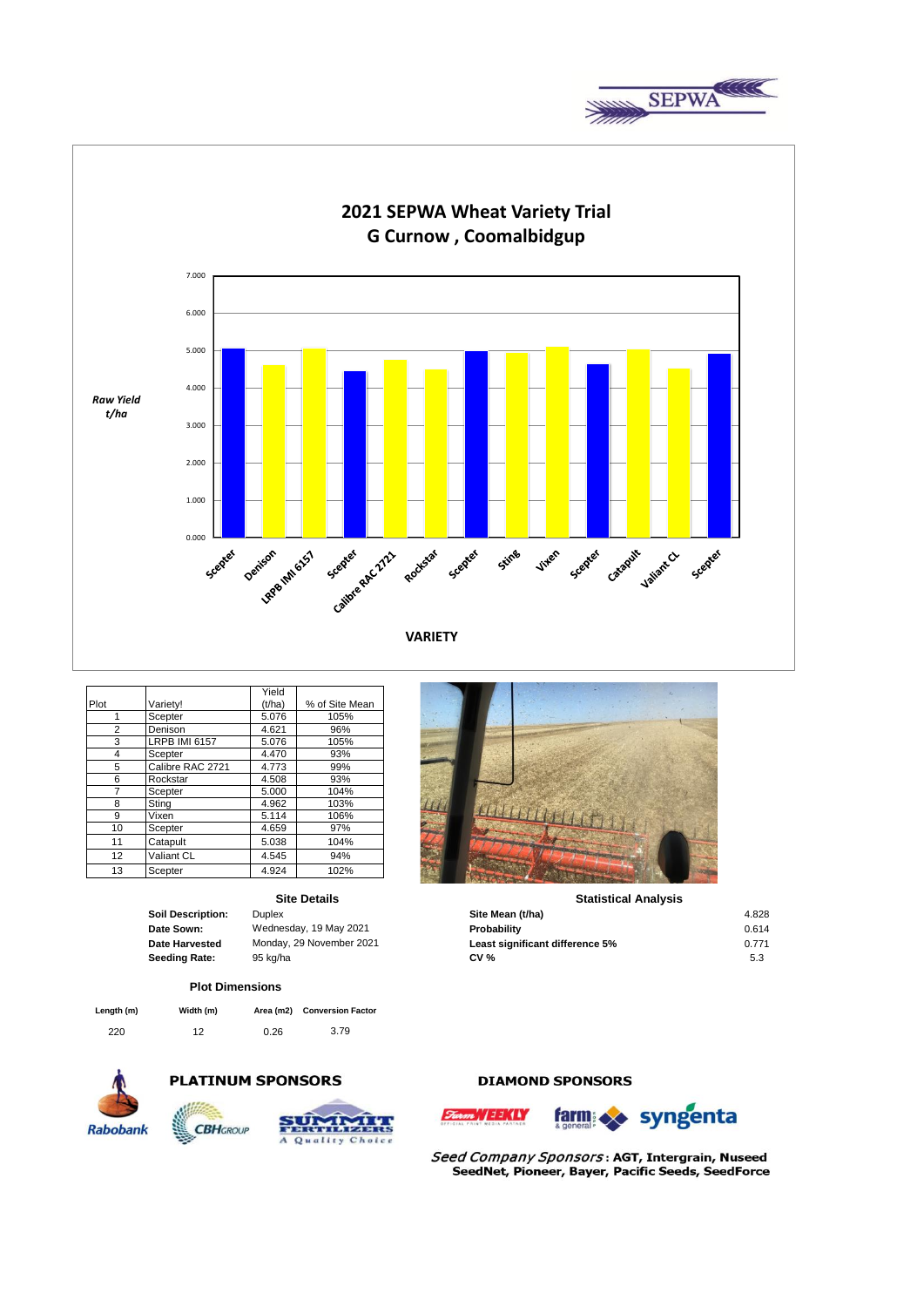SEPWA

# 2021 SEPWA Wheat Variety Trial
## G Curnow , Coomalbidgup

*Raw Yield t/ha*

VARIETY

| Plot | Variety! | Yield (t/ha) | % of Site Mean |
|---|---|---|---|
| 1 | Scepter | 5.076 | 105% |
| 2 | Denison | 4.621 | 96% |
| 3 | LRPB IMI 6157 | 5.076 | 105% |
| 4 | Scepter | 4.470 | 93% |
| 5 | Calibre RAC 2721 | 4.773 | 99% |
| 6 | Rockstar | 4.508 | 93% |
| 7 | Scepter | 5.000 | 104% |
| 8 | Sting | 4.962 | 103% |
| 9 | Vixen | 5.114 | 106% |
| 10 | Scepter | 4.659 | 97% |
| 11 | Catapult | 5.038 | 104% |
| 12 | Valiant CL | 4.545 | 94% |
| 13 | Scepter | 4.924 | 102% |

### Site Details

| | |
|---|---|
| **Soil Description:** | Duplex |
| **Date Sown:** | Wednesday, 19 May 2021 |
| **Date Harvested** | Monday, 29 November 2021 |
| **Seeding Rate:** | 95 kg/ha |

### Statistical Analysis

| | |
|---|---|
| **Site Mean (t/ha)** | 4.828 |
| **Probability** | 0.614 |
| **Least significant difference 5%** | 0.771 |
| **CV %** | 5.3 |

### Plot Dimensions

| Length (m) | Width (m) | Area (m2) | Conversion Factor |
|---|---|---|---|
| 220 | 12 | 0.26 | 3.79 |

**PLATINUM SPONSORS**

Rabobank, CBH GROUP, SUMMIT FERTILIZERS A Quality Choice

**DIAMOND SPONSORS**

Farm WEEKLY, farm & general, syngenta

*Seed Company Sponsors*: **AGT, Intergrain, Nuseed SeedNet, Pioneer, Bayer, Pacific Seeds, SeedForce**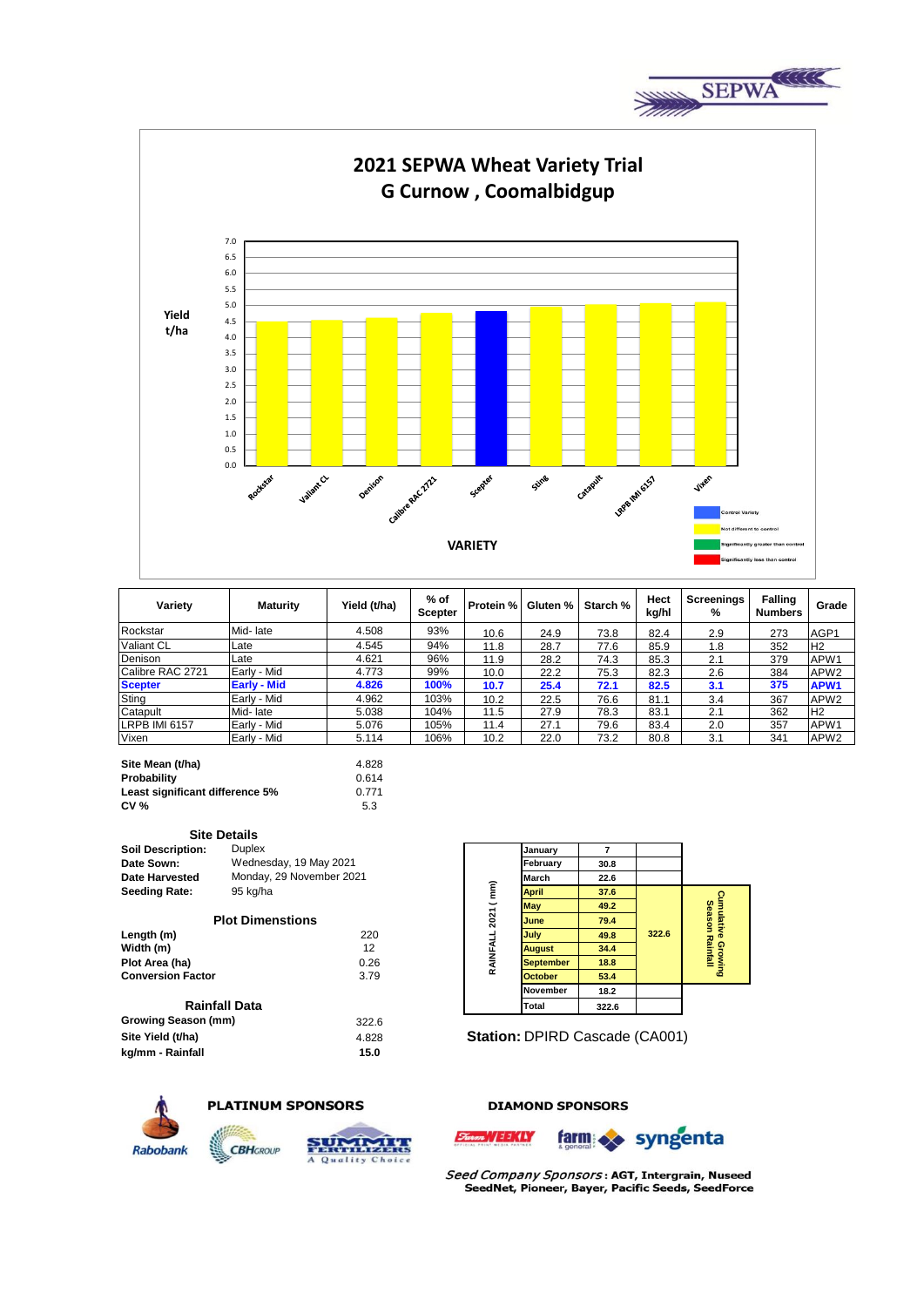SEPWA

# 2021 SEPWA Wheat Variety Trial
## G Curnow , Coomalbidgup

Yield t/ha

7.0
6.5
6.0
5.5
5.0
4.5
4.0
3.5
3.0
2.5
2.0
1.5
1.0
0.5
0.0

Rockstar
Valiant CL
Denison
Calibre RAC 2721
Scepter
Sting
Catapult
LRPB IMI 6157
Vixen

VARIETY

Control Variety
Not different to control
Significantly greater than control
Significantly less than control

| Variety | Maturity | Yield (t/ha) | % of Scepter | Protein % | Gluten % | Starch % | Hect kg/hl | Screenings % | Falling Numbers | Grade |
|---|---|---|---|---|---|---|---|---|---|---|
| Rockstar | Mid- late | 4.508 | 93% | 10.6 | 24.9 | 73.8 | 82.4 | 2.9 | 273 | AGP1 |
| Valiant CL | Late | 4.545 | 94% | 11.8 | 28.7 | 77.6 | 85.9 | 1.8 | 352 | H2 |
| Denison | Late | 4.621 | 96% | 11.9 | 28.2 | 74.3 | 85.3 | 2.1 | 379 | APW1 |
| Calibre RAC 2721 | Early - Mid | 4.773 | 99% | 10.0 | 22.2 | 75.3 | 82.3 | 2.6 | 384 | APW2 |
| **Scepter** | **Early - Mid** | **4.826** | **100%** | **10.7** | **25.4** | **72.1** | **82.5** | **3.1** | **375** | **APW1** |
| Sting | Early - Mid | 4.962 | 103% | 10.2 | 22.5 | 76.6 | 81.1 | 3.4 | 367 | APW2 |
| Catapult | Mid- late | 5.038 | 104% | 11.5 | 27.9 | 78.3 | 83.1 | 2.1 | 362 | H2 |
| LRPB IMI 6157 | Early - Mid | 5.076 | 105% | 11.4 | 27.1 | 79.6 | 83.4 | 2.0 | 357 | APW1 |
| Vixen | Early - Mid | 5.114 | 106% | 10.2 | 22.0 | 73.2 | 80.8 | 3.1 | 341 | APW2 |

| | |
|---|---|
| **Site Mean (t/ha)** | 4.828 |
| **Probability** | 0.614 |
| **Least significant difference 5%** | 0.771 |
| **CV %** | 5.3 |

### Site Details

| | |
|---|---|
| **Soil Description:** | Duplex |
| **Date Sown:** | Wednesday, 19 May 2021 |
| **Date Harvested** | Monday, 29 November 2021 |
| **Seeding Rate:** | 95 kg/ha |

### Plot Dimenstions

| | |
|---|---|
| **Length (m)** | 220 |
| **Width (m)** | 12 |
| **Plot Area (ha)** | 0.26 |
| **Conversion Factor** | 3.79 |

### Rainfall Data

| | |
|---|---|
| **Growing Season (mm)** | 322.6 |
| **Site Yield (t/ha)** | 4.828 |
| **kg/mm - Rainfall** | **15.0** |

RAINFALL 2021 ( mm)

| Month | mm | Cumulative Growing Season Rainfall |
|---|---|---|
| January | 7 | |
| February | 30.8 | |
| March | 22.6 | |
| April | 37.6 | 322.6 |
| May | 49.2 | |
| June | 79.4 | |
| July | 49.8 | |
| August | 34.4 | |
| September | 18.8 | |
| October | 53.4 | |
| November | 18.2 | |
| Total | 322.6 | |

**Station:** DPIRD Cascade (CA001)

**PLATINUM SPONSORS**

Rabobank, CBH Group, Summit Fertilizers – A Quality Choice

**DIAMOND SPONSORS**

Farm Weekly, farm & general, syngenta

*Seed Company Sponsors* **: AGT, Intergrain, Nuseed SeedNet, Pioneer, Bayer, Pacific Seeds, SeedForce**